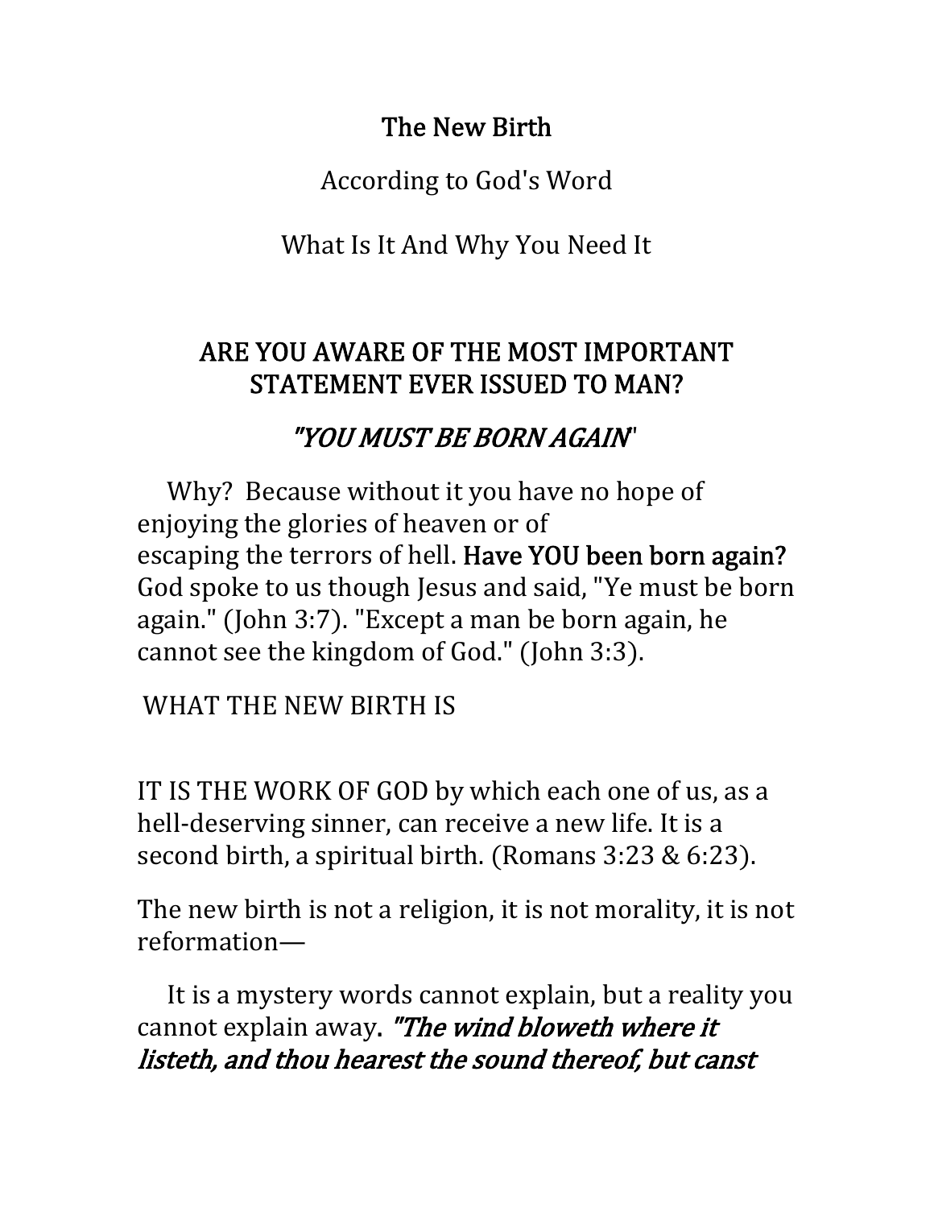# The New Birth

According to God's Word

What Is It And Why You Need It

## ARE YOU AWARE OF THE MOST IMPORTANT STATEMENT EVER ISSUED TO MAN?

## *"YOU MUST BE BORN AGAIN"*

Why? Because without it you have no hope of enjoying the glories of heaven or of escaping the terrors of hell. **Have YOU been born again?** God spoke to us though Jesus and said, "Ye must be born again." (John 3:7). "Except a man be born again, he cannot see the kingdom of God." (John 3:3).

WHAT THE NEW BIRTH IS

IT IS THE WORK OF GOD by which each one of us, as a hell-deserving sinner, can receive a new life. It is a second birth, a spiritual birth. (Romans 3:23 & 6:23).

The new birth is not a religion, it is not morality, it is not reformation—

It is a mystery words cannot explain, but a reality you cannot explain away. ***"The wind bloweth where it listeth, and thou hearest the sound thereof, but canst***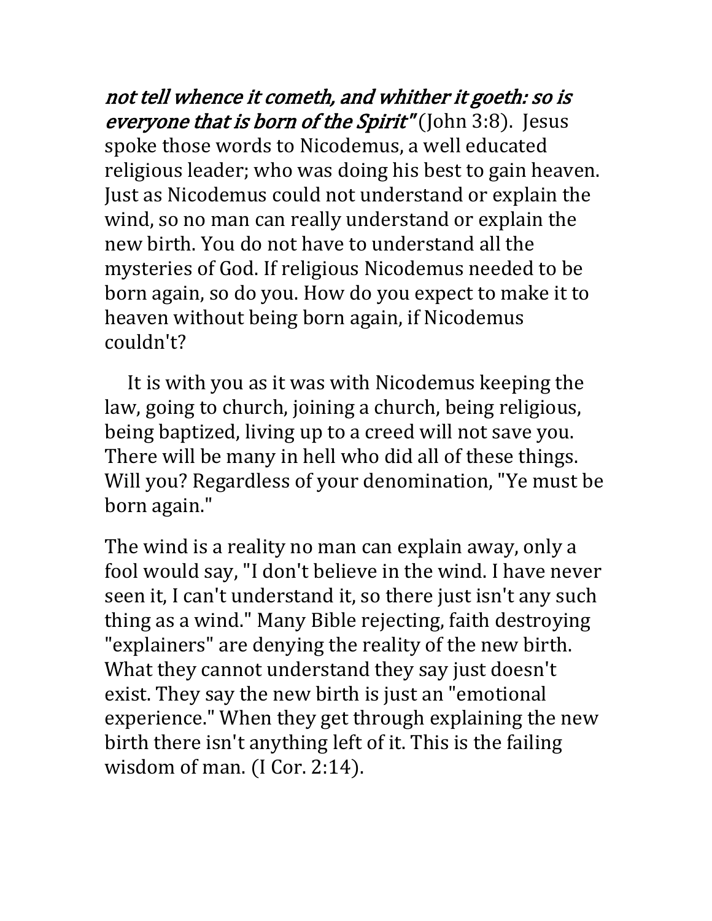*not tell whence it cometh, and whither it goeth: so is everyone that is born of the Spirit"* (John 3:8). Jesus spoke those words to Nicodemus, a well educated religious leader; who was doing his best to gain heaven. Just as Nicodemus could not understand or explain the wind, so no man can really understand or explain the new birth. You do not have to understand all the mysteries of God. If religious Nicodemus needed to be born again, so do you. How do you expect to make it to heaven without being born again, if Nicodemus couldn't?

It is with you as it was with Nicodemus keeping the law, going to church, joining a church, being religious, being baptized, living up to a creed will not save you. There will be many in hell who did all of these things. Will you? Regardless of your denomination, "Ye must be born again."

The wind is a reality no man can explain away, only a fool would say, "I don't believe in the wind. I have never seen it, I can't understand it, so there just isn't any such thing as a wind." Many Bible rejecting, faith destroying "explainers" are denying the reality of the new birth. What they cannot understand they say just doesn't exist. They say the new birth is just an "emotional experience." When they get through explaining the new birth there isn't anything left of it. This is the failing wisdom of man. (I Cor. 2:14).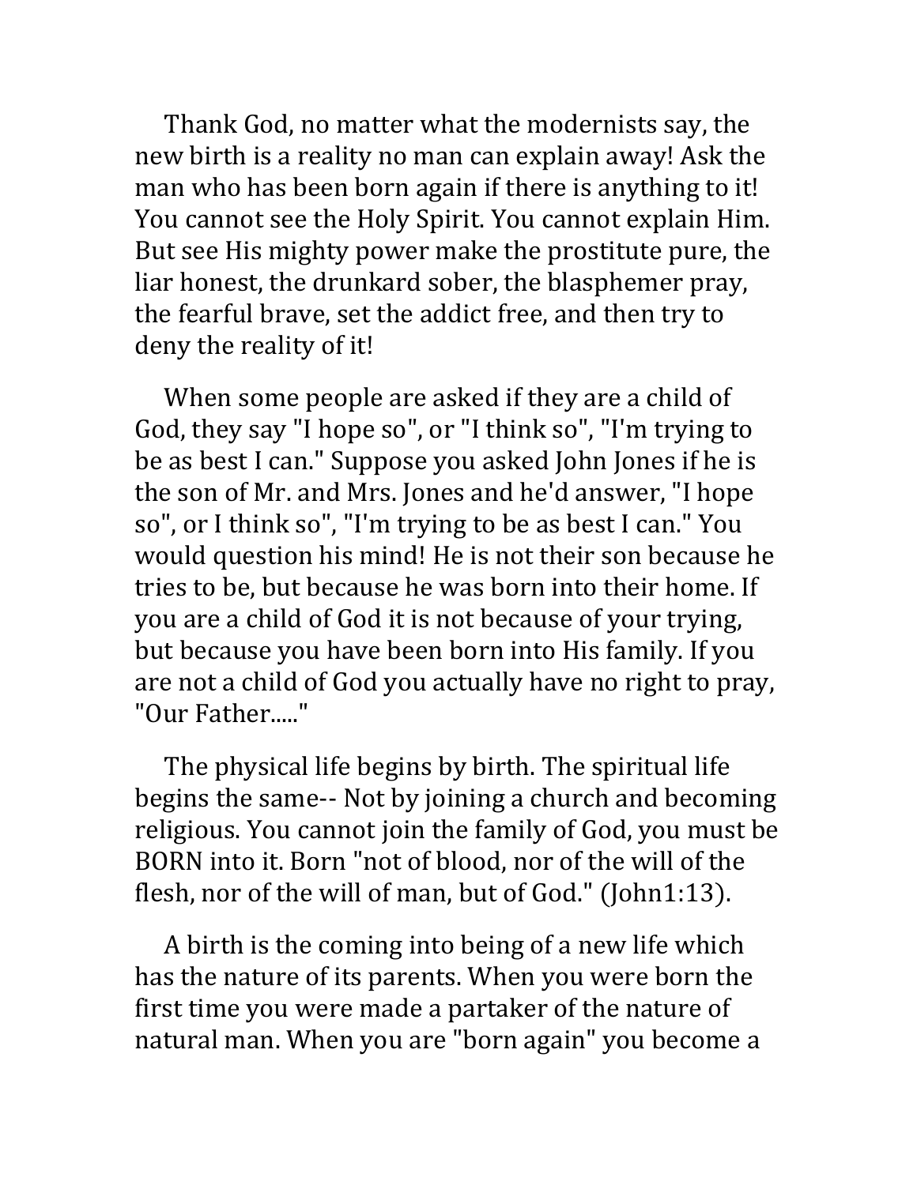Thank God, no matter what the modernists say, the new birth is a reality no man can explain away! Ask the man who has been born again if there is anything to it! You cannot see the Holy Spirit. You cannot explain Him. But see His mighty power make the prostitute pure, the liar honest, the drunkard sober, the blasphemer pray, the fearful brave, set the addict free, and then try to deny the reality of it!

When some people are asked if they are a child of God, they say "I hope so", or "I think so", "I'm trying to be as best I can." Suppose you asked John Jones if he is the son of Mr. and Mrs. Jones and he'd answer, "I hope so", or I think so", "I'm trying to be as best I can." You would question his mind! He is not their son because he tries to be, but because he was born into their home. If you are a child of God it is not because of your trying, but because you have been born into His family. If you are not a child of God you actually have no right to pray, "Our Father....."

The physical life begins by birth. The spiritual life begins the same-- Not by joining a church and becoming religious. You cannot join the family of God, you must be BORN into it. Born "not of blood, nor of the will of the flesh, nor of the will of man, but of God." (John1:13).

A birth is the coming into being of a new life which has the nature of its parents. When you were born the first time you were made a partaker of the nature of natural man. When you are "born again" you become a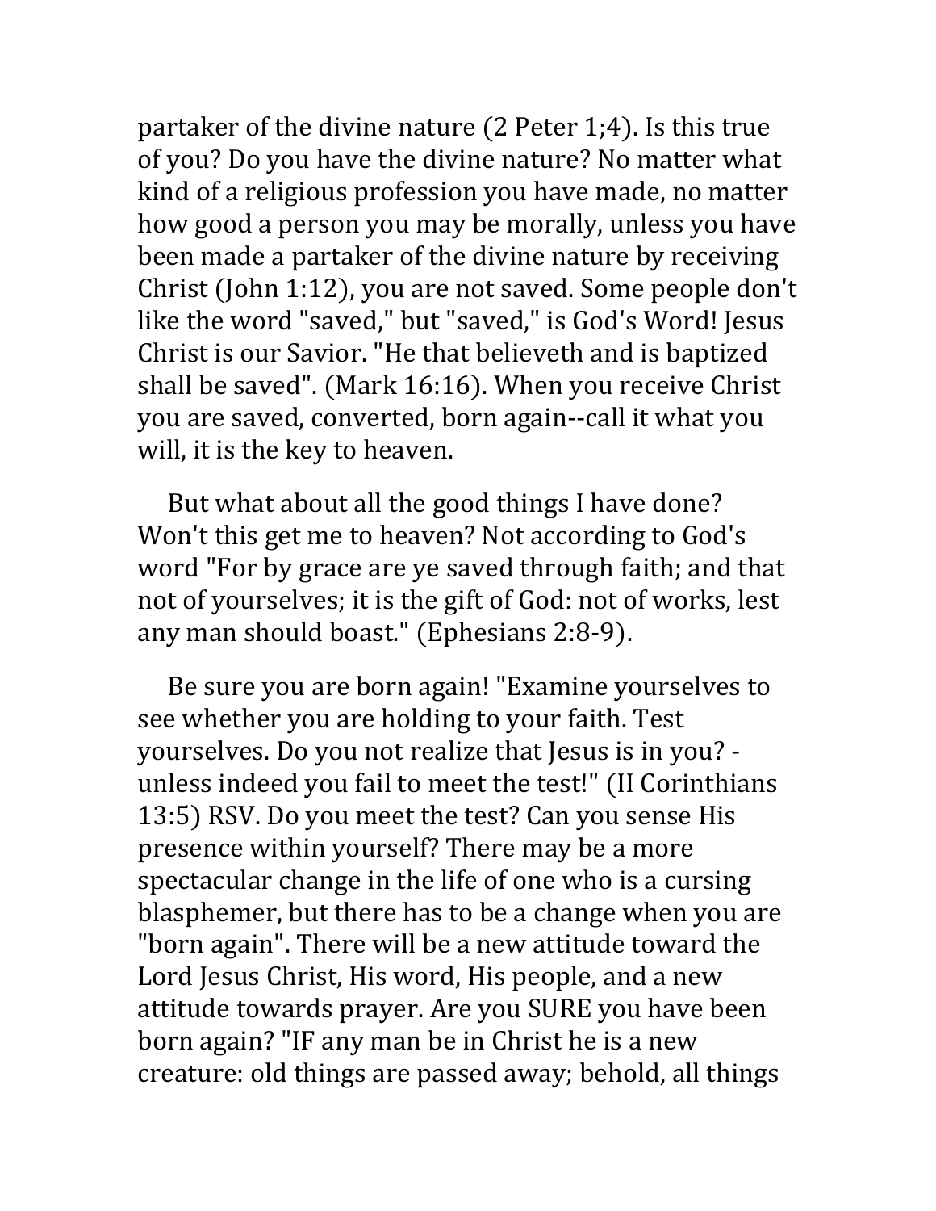partaker of the divine nature (2 Peter 1;4). Is this true of you? Do you have the divine nature? No matter what kind of a religious profession you have made, no matter how good a person you may be morally, unless you have been made a partaker of the divine nature by receiving Christ (John 1:12), you are not saved. Some people don't like the word "saved," but "saved," is God's Word! Jesus Christ is our Savior. "He that believeth and is baptized shall be saved". (Mark 16:16). When you receive Christ you are saved, converted, born again--call it what you will, it is the key to heaven.

But what about all the good things I have done? Won't this get me to heaven? Not according to God's word "For by grace are ye saved through faith; and that not of yourselves; it is the gift of God: not of works, lest any man should boast." (Ephesians 2:8-9).

Be sure you are born again! "Examine yourselves to see whether you are holding to your faith. Test yourselves. Do you not realize that Jesus is in you? - unless indeed you fail to meet the test!" (II Corinthians 13:5) RSV. Do you meet the test? Can you sense His presence within yourself? There may be a more spectacular change in the life of one who is a cursing blasphemer, but there has to be a change when you are "born again". There will be a new attitude toward the Lord Jesus Christ, His word, His people, and a new attitude towards prayer. Are you SURE you have been born again? "IF any man be in Christ he is a new creature: old things are passed away; behold, all things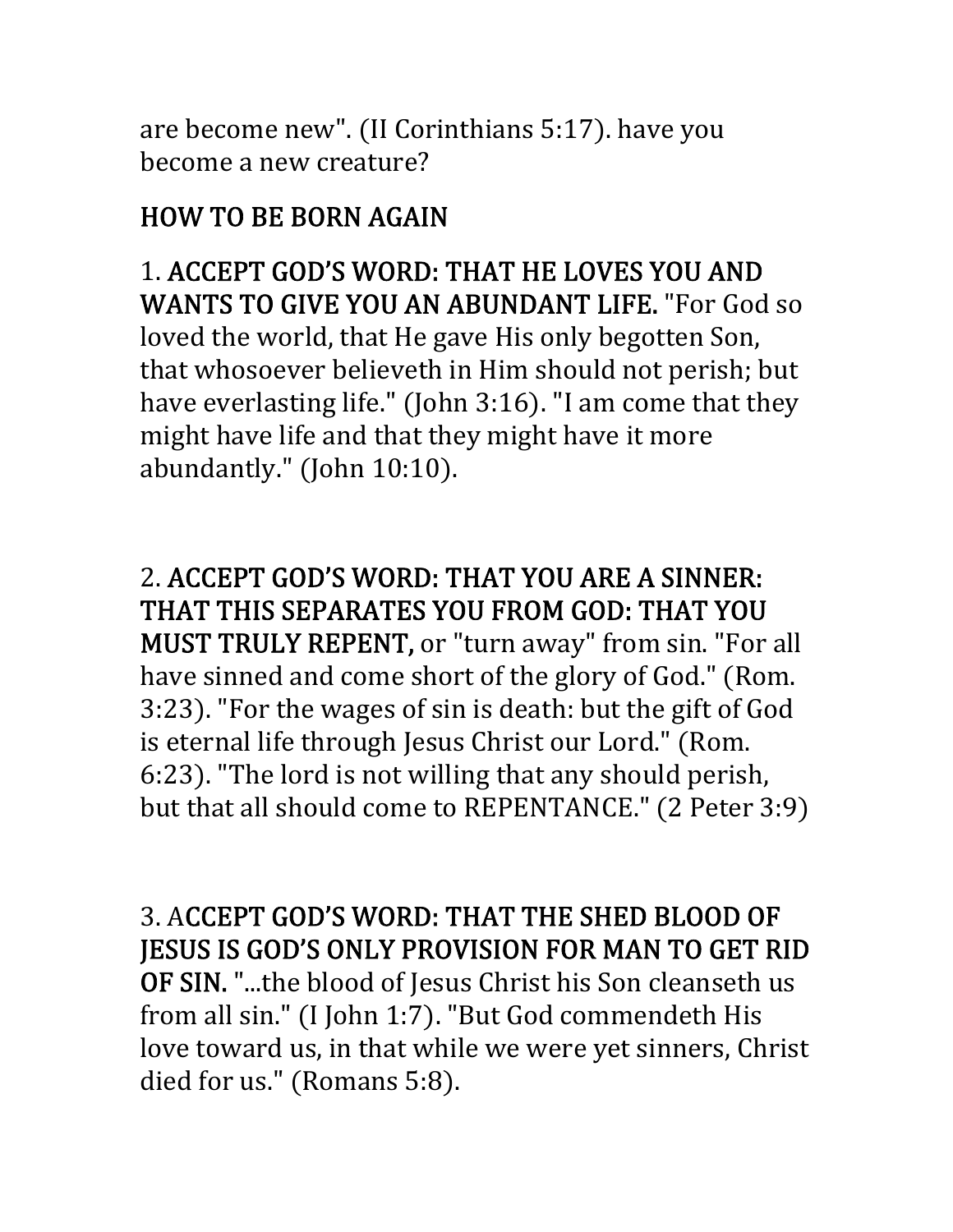are become new". (II Corinthians 5:17). have you become a new creature?

## HOW TO BE BORN AGAIN

1. **ACCEPT GOD'S WORD: THAT HE LOVES YOU AND WANTS TO GIVE YOU AN ABUNDANT LIFE.** "For God so loved the world, that He gave His only begotten Son, that whosoever believeth in Him should not perish; but have everlasting life." (John 3:16). "I am come that they might have life and that they might have it more abundantly." (John 10:10).

2. **ACCEPT GOD'S WORD: THAT YOU ARE A SINNER: THAT THIS SEPARATES YOU FROM GOD: THAT YOU MUST TRULY REPENT,** or "turn away" from sin. "For all have sinned and come short of the glory of God." (Rom. 3:23). "For the wages of sin is death: but the gift of God is eternal life through Jesus Christ our Lord." (Rom. 6:23). "The lord is not willing that any should perish, but that all should come to REPENTANCE." (2 Peter 3:9)

3. **ACCEPT GOD'S WORD: THAT THE SHED BLOOD OF JESUS IS GOD'S ONLY PROVISION FOR MAN TO GET RID OF SIN.** "...the blood of Jesus Christ his Son cleanseth us from all sin." (I John 1:7). "But God commendeth His love toward us, in that while we were yet sinners, Christ died for us." (Romans 5:8).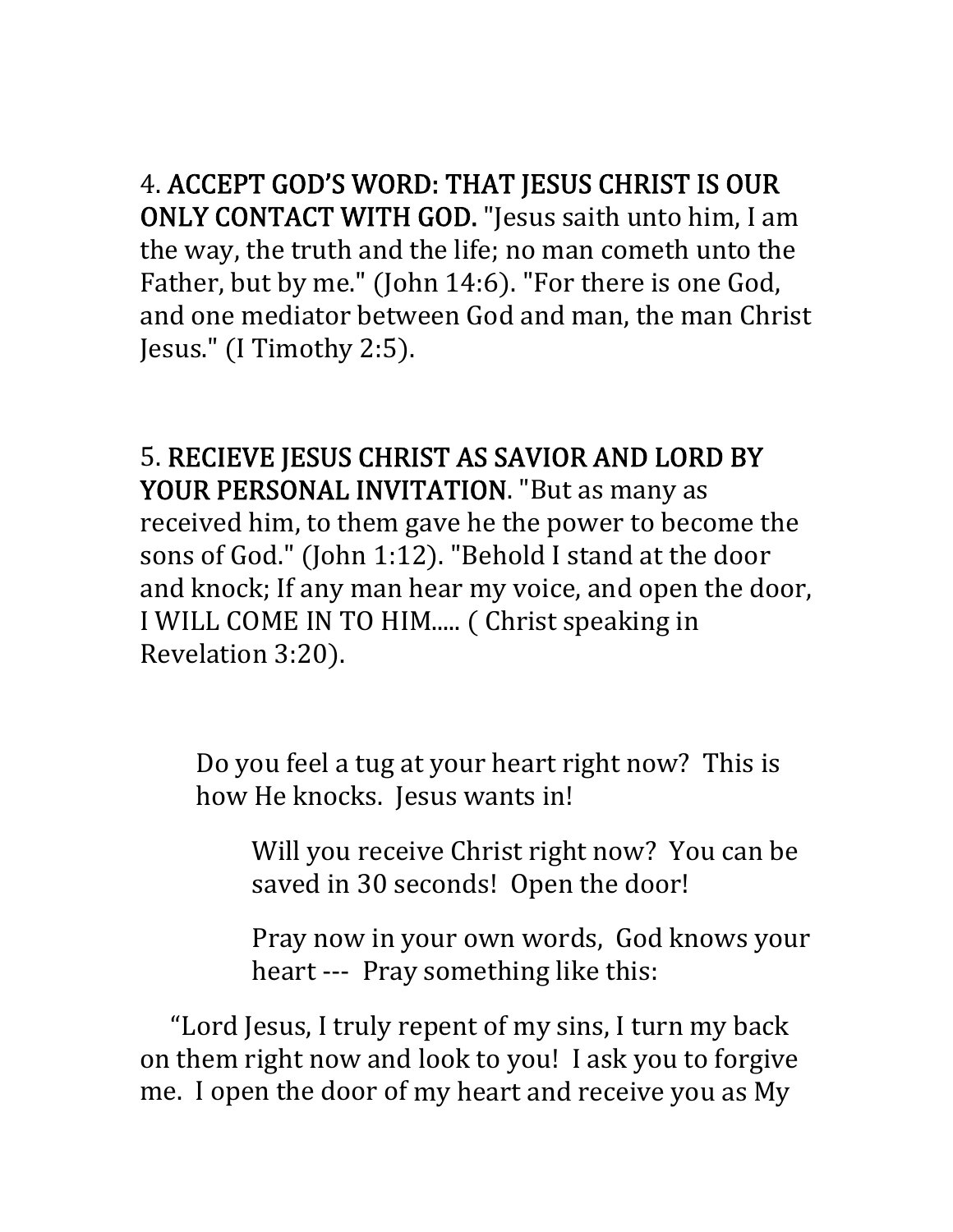4. **ACCEPT GOD'S WORD: THAT JESUS CHRIST IS OUR ONLY CONTACT WITH GOD.** "Jesus saith unto him, I am the way, the truth and the life; no man cometh unto the Father, but by me." (John 14:6). "For there is one God, and one mediator between God and man, the man Christ Jesus." (I Timothy 2:5).

5. **RECIEVE JESUS CHRIST AS SAVIOR AND LORD BY YOUR PERSONAL INVITATION**. "But as many as received him, to them gave he the power to become the sons of God." (John 1:12). "Behold I stand at the door and knock; If any man hear my voice, and open the door, I WILL COME IN TO HIM..... ( Christ speaking in Revelation 3:20).

Do you feel a tug at your heart right now? This is how He knocks. Jesus wants in!

Will you receive Christ right now? You can be saved in 30 seconds! Open the door!

Pray now in your own words, God knows your heart --- Pray something like this:

"Lord Jesus, I truly repent of my sins, I turn my back on them right now and look to you! I ask you to forgive me. I open the door of my heart and receive you as My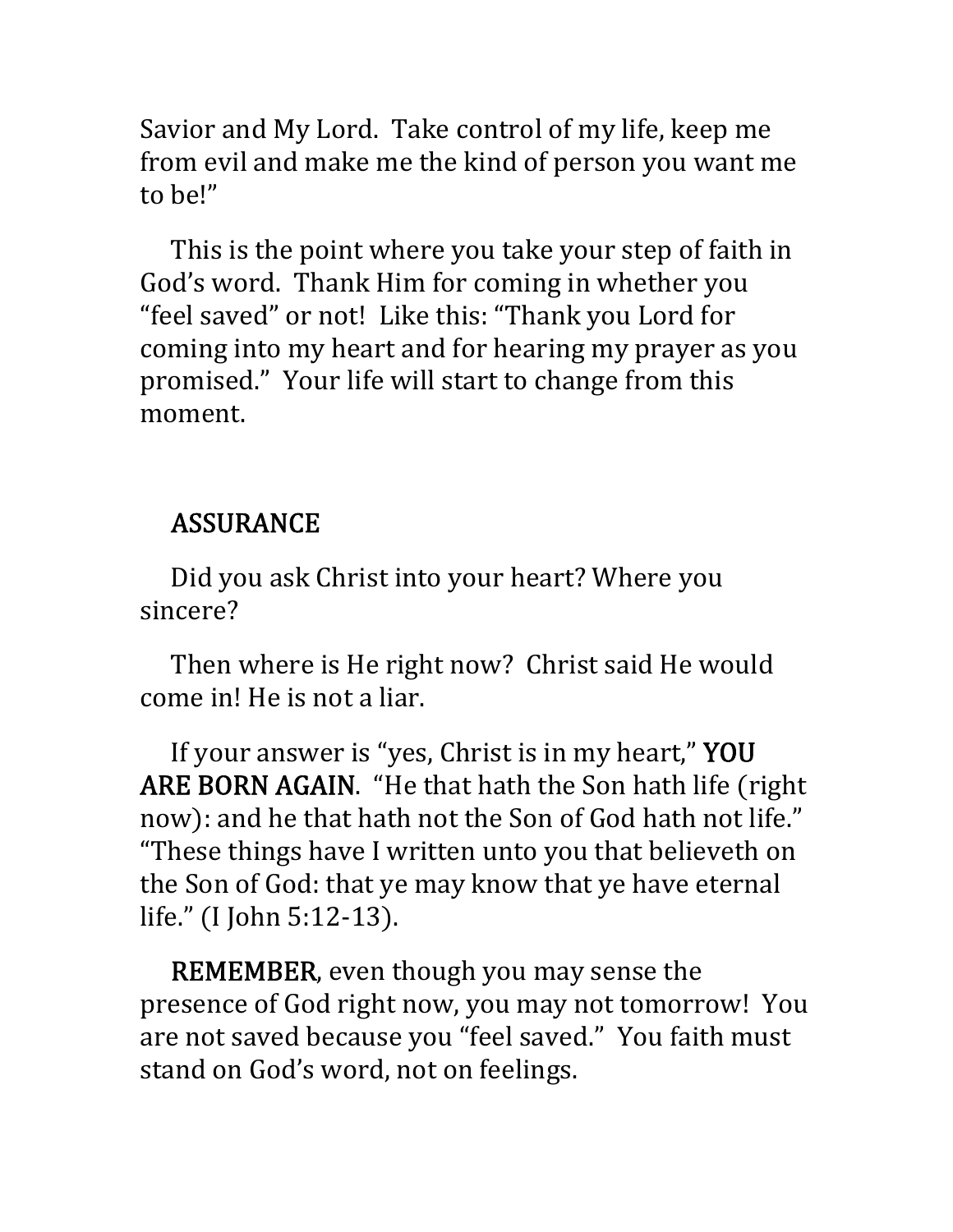Savior and My Lord. Take control of my life, keep me from evil and make me the kind of person you want me to be!"

This is the point where you take your step of faith in God's word. Thank Him for coming in whether you "feel saved" or not! Like this: "Thank you Lord for coming into my heart and for hearing my prayer as you promised." Your life will start to change from this moment.

## ASSURANCE

Did you ask Christ into your heart? Where you sincere?

Then where is He right now? Christ said He would come in! He is not a liar.

If your answer is "yes, Christ is in my heart," **YOU ARE BORN AGAIN**. "He that hath the Son hath life (right now): and he that hath not the Son of God hath not life." "These things have I written unto you that believeth on the Son of God: that ye may know that ye have eternal life." (I John 5:12-13).

**REMEMBER**, even though you may sense the presence of God right now, you may not tomorrow! You are not saved because you "feel saved." You faith must stand on God's word, not on feelings.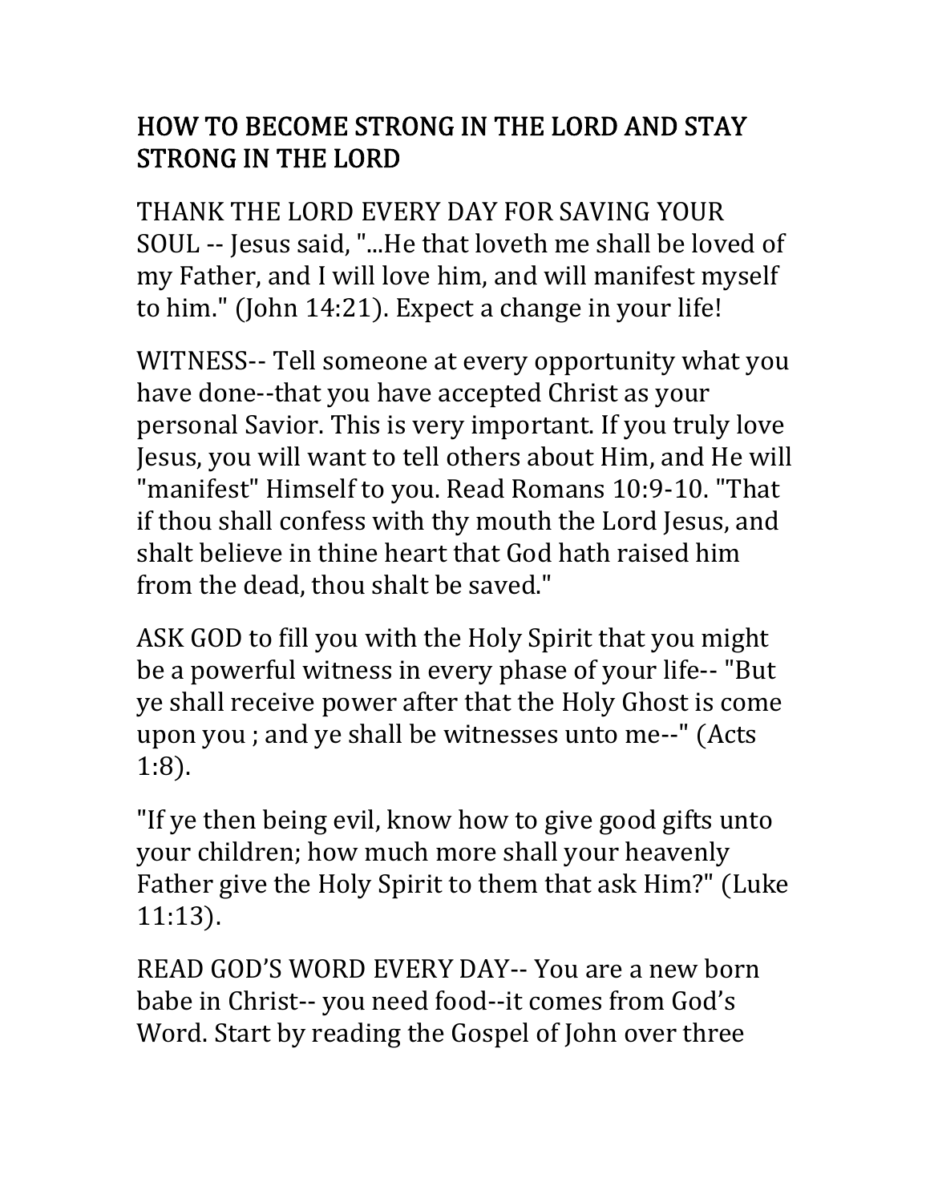## HOW TO BECOME STRONG IN THE LORD AND STAY STRONG IN THE LORD

THANK THE LORD EVERY DAY FOR SAVING YOUR SOUL -- Jesus said, "...He that loveth me shall be loved of my Father, and I will love him, and will manifest myself to him." (John 14:21). Expect a change in your life!

WITNESS-- Tell someone at every opportunity what you have done--that you have accepted Christ as your personal Savior. This is very important. If you truly love Jesus, you will want to tell others about Him, and He will "manifest" Himself to you. Read Romans 10:9-10. "That if thou shall confess with thy mouth the Lord Jesus, and shalt believe in thine heart that God hath raised him from the dead, thou shalt be saved."

ASK GOD to fill you with the Holy Spirit that you might be a powerful witness in every phase of your life-- "But ye shall receive power after that the Holy Ghost is come upon you ; and ye shall be witnesses unto me--" (Acts 1:8).

"If ye then being evil, know how to give good gifts unto your children; how much more shall your heavenly Father give the Holy Spirit to them that ask Him?" (Luke 11:13).

READ GOD'S WORD EVERY DAY-- You are a new born babe in Christ-- you need food--it comes from God's Word. Start by reading the Gospel of John over three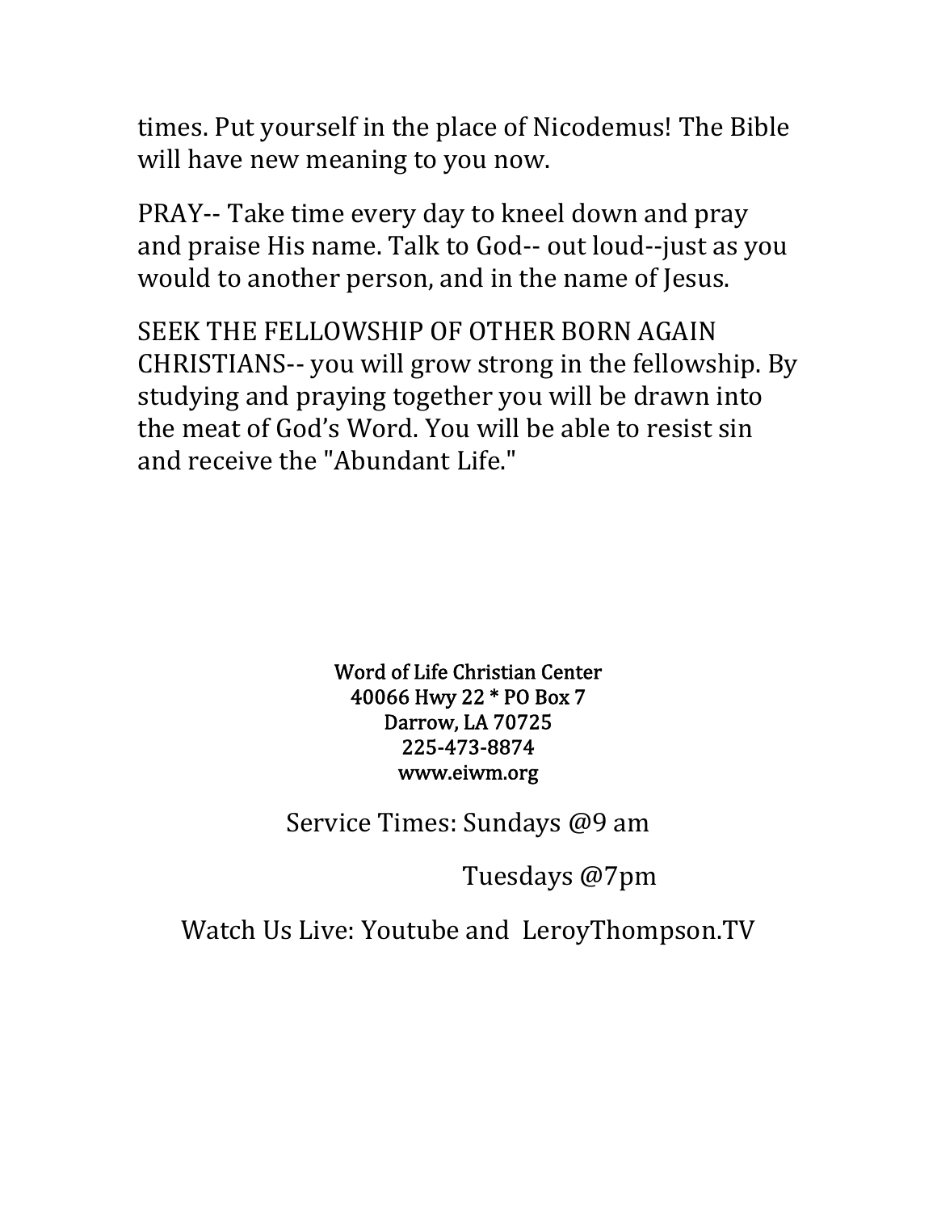times. Put yourself in the place of Nicodemus! The Bible will have new meaning to you now.

PRAY-- Take time every day to kneel down and pray and praise His name. Talk to God-- out loud--just as you would to another person, and in the name of Jesus.

SEEK THE FELLOWSHIP OF OTHER BORN AGAIN CHRISTIANS-- you will grow strong in the fellowship. By studying and praying together you will be drawn into the meat of God's Word. You will be able to resist sin and receive the "Abundant Life."

**Word of Life Christian Center**
**40066 Hwy 22 * PO Box 7**
**Darrow, LA 70725**
**225-473-8874**
**www.eiwm.org**

Service Times: Sundays @9 am

Tuesdays @7pm

Watch Us Live: Youtube and LeroyThompson.TV